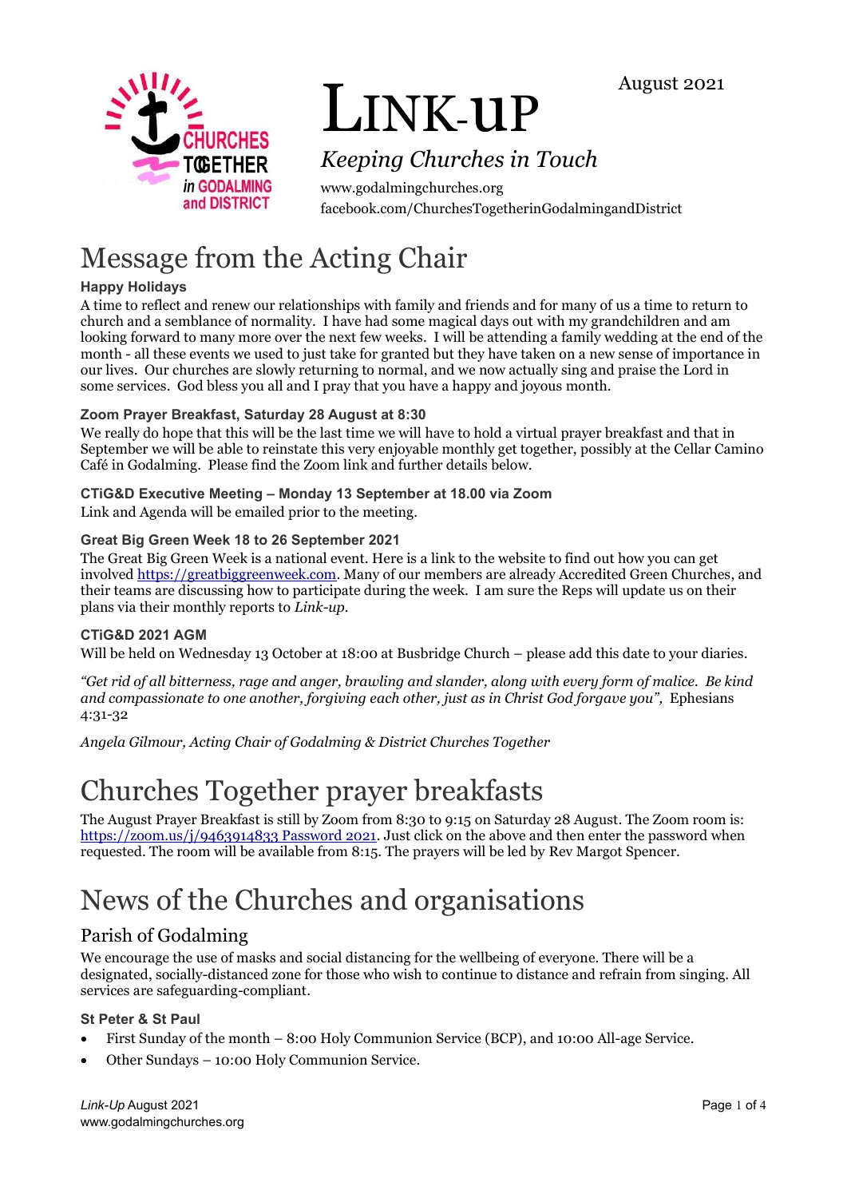August 2021

# LINK-UP

*Keeping Churches in Touch*

www.godalmingchurches.org
facebook.com/ChurchesTogetherinGodalmingandDistrict

# Message from the Acting Chair

### Happy Holidays

A time to reflect and renew our relationships with family and friends and for many of us a time to return to church and a semblance of normality. I have had some magical days out with my grandchildren and am looking forward to many more over the next few weeks. I will be attending a family wedding at the end of the month - all these events we used to just take for granted but they have taken on a new sense of importance in our lives. Our churches are slowly returning to normal, and we now actually sing and praise the Lord in some services. God bless you all and I pray that you have a happy and joyous month.

### Zoom Prayer Breakfast, Saturday 28 August at 8:30

We really do hope that this will be the last time we will have to hold a virtual prayer breakfast and that in September we will be able to reinstate this very enjoyable monthly get together, possibly at the Cellar Camino Café in Godalming. Please find the Zoom link and further details below.

### CTiG&D Executive Meeting – Monday 13 September at 18.00 via Zoom

Link and Agenda will be emailed prior to the meeting.

### Great Big Green Week 18 to 26 September 2021

The Great Big Green Week is a national event. Here is a link to the website to find out how you can get involved https://greatbiggreenweek.com. Many of our members are already Accredited Green Churches, and their teams are discussing how to participate during the week. I am sure the Reps will update us on their plans via their monthly reports to *Link-up*.

### CTiG&D 2021 AGM

Will be held on Wednesday 13 October at 18:00 at Busbridge Church – please add this date to your diaries.

*"Get rid of all bitterness, rage and anger, brawling and slander, along with every form of malice. Be kind and compassionate to one another, forgiving each other, just as in Christ God forgave you",* Ephesians 4:31-32

*Angela Gilmour, Acting Chair of Godalming & District Churches Together*

# Churches Together prayer breakfasts

The August Prayer Breakfast is still by Zoom from 8:30 to 9:15 on Saturday 28 August. The Zoom room is: https://zoom.us/j/9463914833 Password 2021. Just click on the above and then enter the password when requested. The room will be available from 8:15. The prayers will be led by Rev Margot Spencer.

# News of the Churches and organisations

## Parish of Godalming

We encourage the use of masks and social distancing for the wellbeing of everyone. There will be a designated, socially-distanced zone for those who wish to continue to distance and refrain from singing. All services are safeguarding-compliant.

### St Peter & St Paul

- First Sunday of the month – 8:00 Holy Communion Service (BCP), and 10:00 All-age Service.
- Other Sundays – 10:00 Holy Communion Service.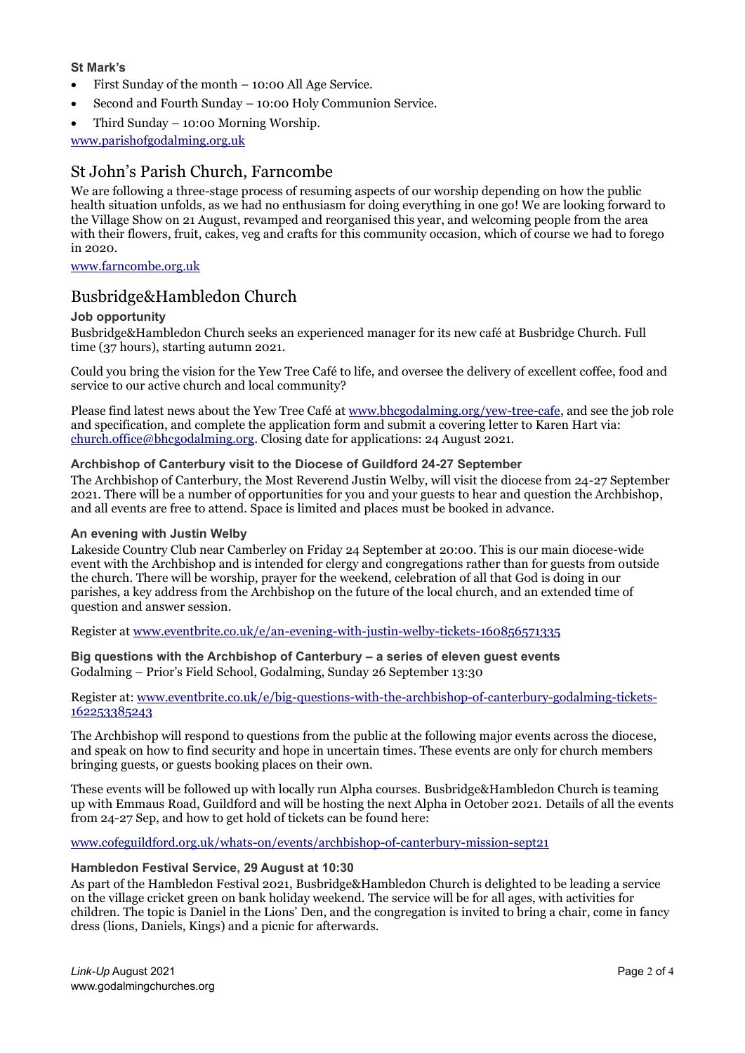### St Mark's

- First Sunday of the month – 10:00 All Age Service.
- Second and Fourth Sunday – 10:00 Holy Communion Service.
- Third Sunday – 10:00 Morning Worship.

www.parishofgodalming.org.uk

## St John's Parish Church, Farncombe

We are following a three-stage process of resuming aspects of our worship depending on how the public health situation unfolds, as we had no enthusiasm for doing everything in one go! We are looking forward to the Village Show on 21 August, revamped and reorganised this year, and welcoming people from the area with their flowers, fruit, cakes, veg and crafts for this community occasion, which of course we had to forego in 2020.

www.farncombe.org.uk

## Busbridge&Hambledon Church

### Job opportunity

Busbridge&Hambledon Church seeks an experienced manager for its new café at Busbridge Church. Full time (37 hours), starting autumn 2021.

Could you bring the vision for the Yew Tree Café to life, and oversee the delivery of excellent coffee, food and service to our active church and local community?

Please find latest news about the Yew Tree Café at www.bhcgodalming.org/yew-tree-cafe, and see the job role and specification, and complete the application form and submit a covering letter to Karen Hart via: church.office@bhcgodalming.org. Closing date for applications: 24 August 2021.

### Archbishop of Canterbury visit to the Diocese of Guildford 24-27 September

The Archbishop of Canterbury, the Most Reverend Justin Welby, will visit the diocese from 24-27 September 2021. There will be a number of opportunities for you and your guests to hear and question the Archbishop, and all events are free to attend. Space is limited and places must be booked in advance.

### An evening with Justin Welby

Lakeside Country Club near Camberley on Friday 24 September at 20:00. This is our main diocese-wide event with the Archbishop and is intended for clergy and congregations rather than for guests from outside the church. There will be worship, prayer for the weekend, celebration of all that God is doing in our parishes, a key address from the Archbishop on the future of the local church, and an extended time of question and answer session.

Register at www.eventbrite.co.uk/e/an-evening-with-justin-welby-tickets-160856571335

### Big questions with the Archbishop of Canterbury – a series of eleven guest events

Godalming – Prior's Field School, Godalming, Sunday 26 September 13:30

Register at: www.eventbrite.co.uk/e/big-questions-with-the-archbishop-of-canterbury-godalming-tickets-162253385243

The Archbishop will respond to questions from the public at the following major events across the diocese, and speak on how to find security and hope in uncertain times. These events are only for church members bringing guests, or guests booking places on their own.

These events will be followed up with locally run Alpha courses. Busbridge&Hambledon Church is teaming up with Emmaus Road, Guildford and will be hosting the next Alpha in October 2021. Details of all the events from 24-27 Sep, and how to get hold of tickets can be found here:

www.cofeguildford.org.uk/whats-on/events/archbishop-of-canterbury-mission-sept21

### Hambledon Festival Service, 29 August at 10:30

As part of the Hambledon Festival 2021, Busbridge&Hambledon Church is delighted to be leading a service on the village cricket green on bank holiday weekend. The service will be for all ages, with activities for children. The topic is Daniel in the Lions' Den, and the congregation is invited to bring a chair, come in fancy dress (lions, Daniels, Kings) and a picnic for afterwards.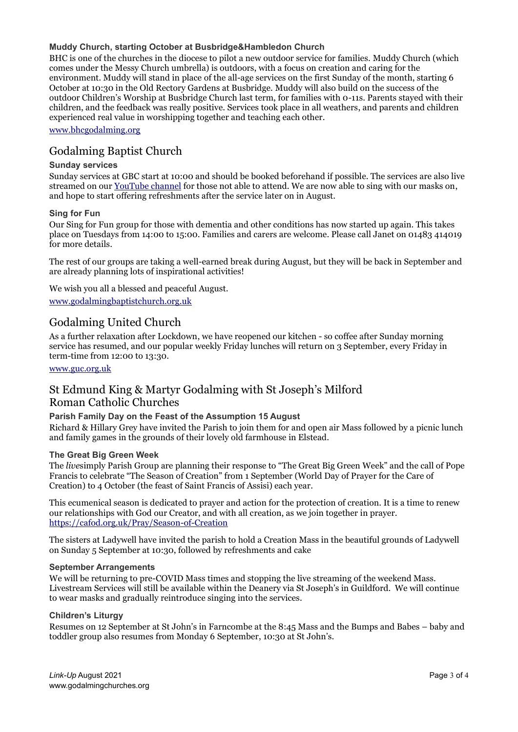### Muddy Church, starting October at Busbridge&Hambledon Church

BHC is one of the churches in the diocese to pilot a new outdoor service for families. Muddy Church (which comes under the Messy Church umbrella) is outdoors, with a focus on creation and caring for the environment. Muddy will stand in place of the all-age services on the first Sunday of the month, starting 6 October at 10:30 in the Old Rectory Gardens at Busbridge. Muddy will also build on the success of the outdoor Children's Worship at Busbridge Church last term, for families with 0-11s. Parents stayed with their children, and the feedback was really positive. Services took place in all weathers, and parents and children experienced real value in worshipping together and teaching each other.

www.bhcgodalming.org

## Godalming Baptist Church

### Sunday services

Sunday services at GBC start at 10:00 and should be booked beforehand if possible. The services are also live streamed on our YouTube channel for those not able to attend. We are now able to sing with our masks on, and hope to start offering refreshments after the service later on in August.

### Sing for Fun

Our Sing for Fun group for those with dementia and other conditions has now started up again. This takes place on Tuesdays from 14:00 to 15:00. Families and carers are welcome. Please call Janet on 01483 414019 for more details.

The rest of our groups are taking a well-earned break during August, but they will be back in September and are already planning lots of inspirational activities!

We wish you all a blessed and peaceful August.

www.godalmingbaptistchurch.org.uk

## Godalming United Church

As a further relaxation after Lockdown, we have reopened our kitchen - so coffee after Sunday morning service has resumed, and our popular weekly Friday lunches will return on 3 September, every Friday in term-time from 12:00 to 13:30.

www.guc.org.uk

## St Edmund King & Martyr Godalming with St Joseph's Milford Roman Catholic Churches

### Parish Family Day on the Feast of the Assumption 15 August

Richard & Hillary Grey have invited the Parish to join them for and open air Mass followed by a picnic lunch and family games in the grounds of their lovely old farmhouse in Elstead.

### The Great Big Green Week

The *live*simply Parish Group are planning their response to "The Great Big Green Week" and the call of Pope Francis to celebrate "The Season of Creation" from 1 September (World Day of Prayer for the Care of Creation) to 4 October (the feast of Saint Francis of Assisi) each year.

This ecumenical season is dedicated to prayer and action for the protection of creation. It is a time to renew our relationships with God our Creator, and with all creation, as we join together in prayer. https://cafod.org.uk/Pray/Season-of-Creation

The sisters at Ladywell have invited the parish to hold a Creation Mass in the beautiful grounds of Ladywell on Sunday 5 September at 10:30, followed by refreshments and cake

### September Arrangements

We will be returning to pre-COVID Mass times and stopping the live streaming of the weekend Mass. Livestream Services will still be available within the Deanery via St Joseph's in Guildford. We will continue to wear masks and gradually reintroduce singing into the services.

### Children's Liturgy

Resumes on 12 September at St John's in Farncombe at the 8:45 Mass and the Bumps and Babes – baby and toddler group also resumes from Monday 6 September, 10:30 at St John's.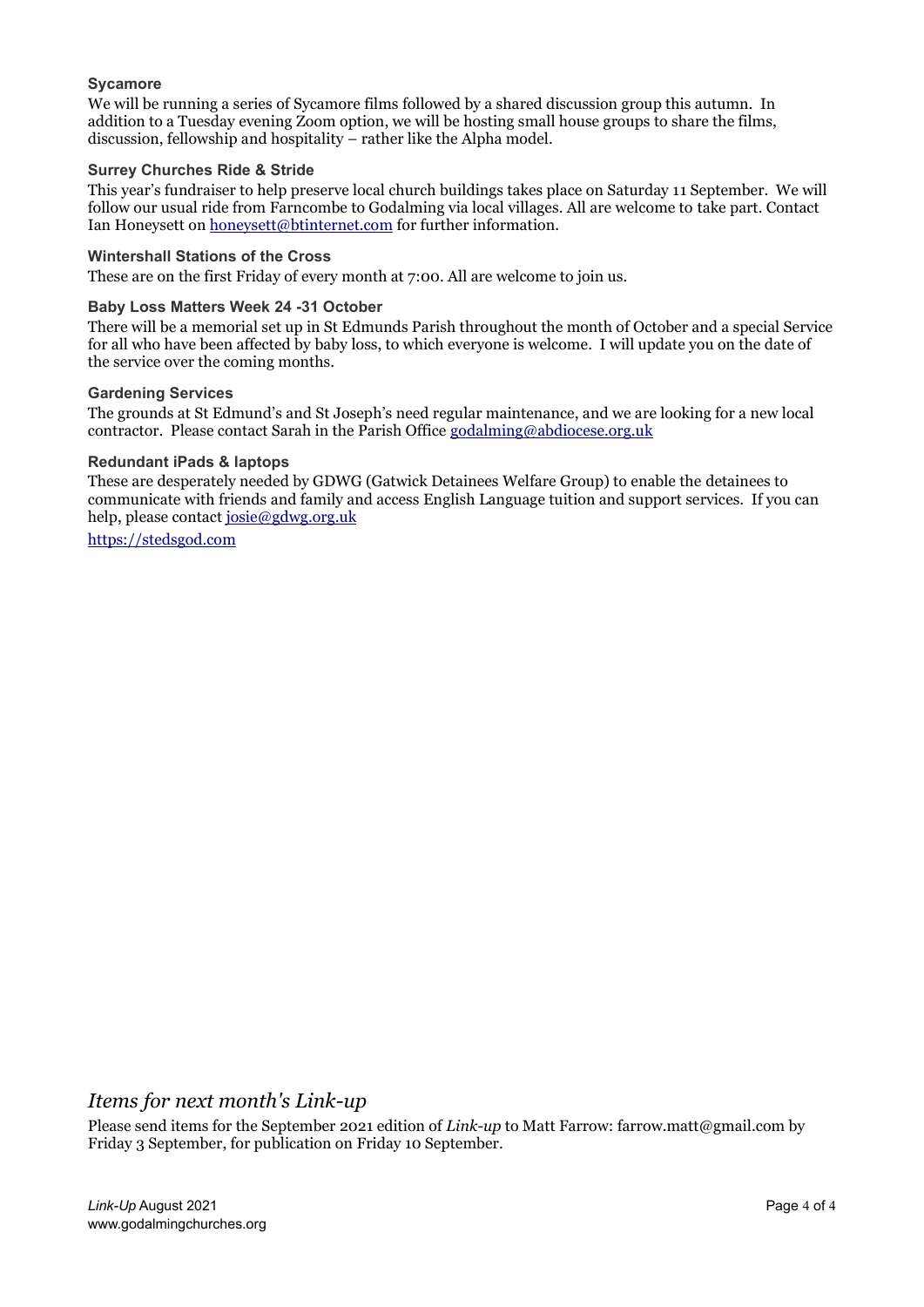### Sycamore

We will be running a series of Sycamore films followed by a shared discussion group this autumn. In addition to a Tuesday evening Zoom option, we will be hosting small house groups to share the films, discussion, fellowship and hospitality – rather like the Alpha model.

### Surrey Churches Ride & Stride

This year's fundraiser to help preserve local church buildings takes place on Saturday 11 September. We will follow our usual ride from Farncombe to Godalming via local villages. All are welcome to take part. Contact Ian Honeysett on honeysett@btinternet.com for further information.

### Wintershall Stations of the Cross

These are on the first Friday of every month at 7:00. All are welcome to join us.

### Baby Loss Matters Week 24 -31 October

There will be a memorial set up in St Edmunds Parish throughout the month of October and a special Service for all who have been affected by baby loss, to which everyone is welcome. I will update you on the date of the service over the coming months.

### Gardening Services

The grounds at St Edmund's and St Joseph's need regular maintenance, and we are looking for a new local contractor. Please contact Sarah in the Parish Office godalming@abdiocese.org.uk

### Redundant iPads & laptops

These are desperately needed by GDWG (Gatwick Detainees Welfare Group) to enable the detainees to communicate with friends and family and access English Language tuition and support services. If you can help, please contact josie@gdwg.org.uk

https://stedsgod.com

## *Items for next month's Link-up*

Please send items for the September 2021 edition of *Link-up* to Matt Farrow: farrow.matt@gmail.com by Friday 3 September, for publication on Friday 10 September.